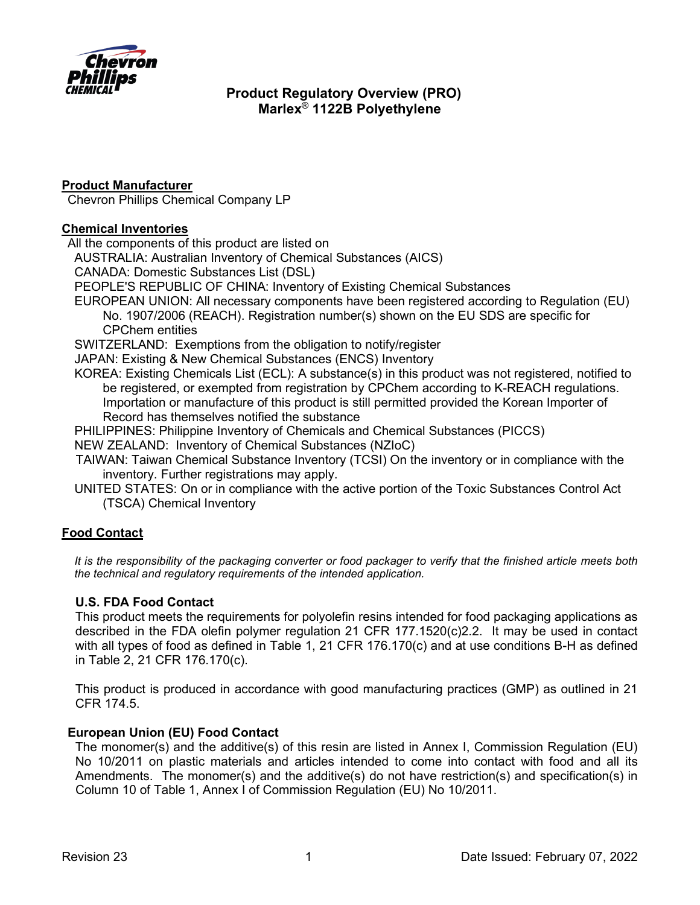# Product Regulatory Overview (PRO)
# Marlex® 1122B Polyethylene

## Product Manufacturer

Chevron Phillips Chemical Company LP

## Chemical Inventories

All the components of this product are listed on

- AUSTRALIA: Australian Inventory of Chemical Substances (AICS)
- CANADA: Domestic Substances List (DSL)
- PEOPLE'S REPUBLIC OF CHINA: Inventory of Existing Chemical Substances
- EUROPEAN UNION: All necessary components have been registered according to Regulation (EU) No. 1907/2006 (REACH). Registration number(s) shown on the EU SDS are specific for CPChem entities
- SWITZERLAND: Exemptions from the obligation to notify/register
- JAPAN: Existing & New Chemical Substances (ENCS) Inventory
- KOREA: Existing Chemicals List (ECL): A substance(s) in this product was not registered, notified to be registered, or exempted from registration by CPChem according to K-REACH regulations. Importation or manufacture of this product is still permitted provided the Korean Importer of Record has themselves notified the substance
- PHILIPPINES: Philippine Inventory of Chemicals and Chemical Substances (PICCS)
- NEW ZEALAND: Inventory of Chemical Substances (NZIoC)
- TAIWAN: Taiwan Chemical Substance Inventory (TCSI) On the inventory or in compliance with the inventory. Further registrations may apply.
- UNITED STATES: On or in compliance with the active portion of the Toxic Substances Control Act (TSCA) Chemical Inventory

## Food Contact

*It is the responsibility of the packaging converter or food packager to verify that the finished article meets both the technical and regulatory requirements of the intended application.*

### U.S. FDA Food Contact

This product meets the requirements for polyolefin resins intended for food packaging applications as described in the FDA olefin polymer regulation 21 CFR 177.1520(c)2.2. It may be used in contact with all types of food as defined in Table 1, 21 CFR 176.170(c) and at use conditions B-H as defined in Table 2, 21 CFR 176.170(c).

This product is produced in accordance with good manufacturing practices (GMP) as outlined in 21 CFR 174.5.

### European Union (EU) Food Contact

The monomer(s) and the additive(s) of this resin are listed in Annex I, Commission Regulation (EU) No 10/2011 on plastic materials and articles intended to come into contact with food and all its Amendments. The monomer(s) and the additive(s) do not have restriction(s) and specification(s) in Column 10 of Table 1, Annex I of Commission Regulation (EU) No 10/2011.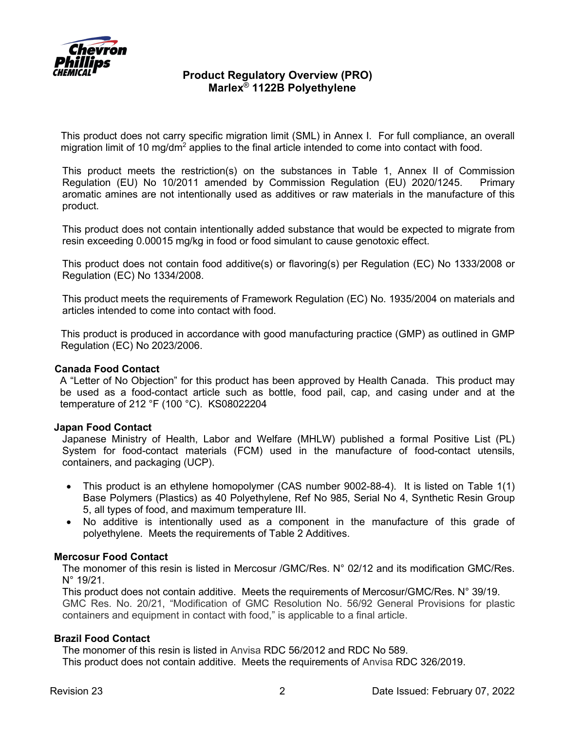This product does not carry specific migration limit (SML) in Annex I. For full compliance, an overall migration limit of 10 mg/dm$^2$ applies to the final article intended to come into contact with food.

This product meets the restriction(s) on the substances in Table 1, Annex II of Commission Regulation (EU) No 10/2011 amended by Commission Regulation (EU) 2020/1245. Primary aromatic amines are not intentionally used as additives or raw materials in the manufacture of this product.

This product does not contain intentionally added substance that would be expected to migrate from resin exceeding 0.00015 mg/kg in food or food simulant to cause genotoxic effect.

This product does not contain food additive(s) or flavoring(s) per Regulation (EC) No 1333/2008 or Regulation (EC) No 1334/2008.

This product meets the requirements of Framework Regulation (EC) No. 1935/2004 on materials and articles intended to come into contact with food.

This product is produced in accordance with good manufacturing practice (GMP) as outlined in GMP Regulation (EC) No 2023/2006.

**Canada Food Contact**

A "Letter of No Objection" for this product has been approved by Health Canada. This product may be used as a food-contact article such as bottle, food pail, cap, and casing under and at the temperature of 212 °F (100 °C). KS08022204

**Japan Food Contact**

Japanese Ministry of Health, Labor and Welfare (MHLW) published a formal Positive List (PL) System for food-contact materials (FCM) used in the manufacture of food-contact utensils, containers, and packaging (UCP).

- This product is an ethylene homopolymer (CAS number 9002-88-4). It is listed on Table 1(1) Base Polymers (Plastics) as 40 Polyethylene, Ref No 985, Serial No 4, Synthetic Resin Group 5, all types of food, and maximum temperature III.
- No additive is intentionally used as a component in the manufacture of this grade of polyethylene. Meets the requirements of Table 2 Additives.

**Mercosur Food Contact**

The monomer of this resin is listed in Mercosur /GMC/Res. N° 02/12 and its modification GMC/Res. N° 19/21.

This product does not contain additive. Meets the requirements of Mercosur/GMC/Res. N° 39/19.

GMC Res. No. 20/21, "Modification of GMC Resolution No. 56/92 General Provisions for plastic containers and equipment in contact with food," is applicable to a final article.

**Brazil Food Contact**

The monomer of this resin is listed in Anvisa RDC 56/2012 and RDC No 589.

This product does not contain additive. Meets the requirements of Anvisa RDC 326/2019.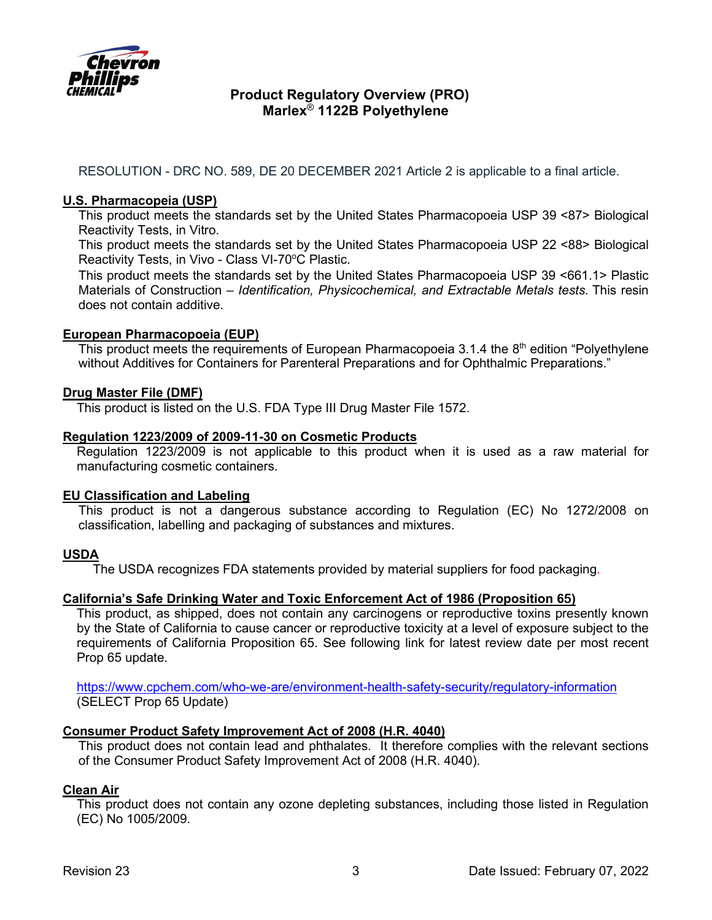**Product Regulatory Overview (PRO)**
**Marlex® 1122B Polyethylene**

RESOLUTION - DRC NO. 589, DE 20 DECEMBER 2021 Article 2 is applicable to a final article.

**U.S. Pharmacopeia (USP)**

This product meets the standards set by the United States Pharmacopoeia USP 39 <87> Biological Reactivity Tests, in Vitro.

This product meets the standards set by the United States Pharmacopoeia USP 22 <88> Biological Reactivity Tests, in Vivo - Class VI-70ºC Plastic.

This product meets the standards set by the United States Pharmacopoeia USP 39 <661.1> Plastic Materials of Construction – *Identification, Physicochemical, and Extractable Metals tests.* This resin does not contain additive.

**European Pharmacopoeia (EUP)**

This product meets the requirements of European Pharmacopoeia 3.1.4 the 8th edition "Polyethylene without Additives for Containers for Parenteral Preparations and for Ophthalmic Preparations."

**Drug Master File (DMF)**

This product is listed on the U.S. FDA Type III Drug Master File 1572.

**Regulation 1223/2009 of 2009-11-30 on Cosmetic Products**

Regulation 1223/2009 is not applicable to this product when it is used as a raw material for manufacturing cosmetic containers.

**EU Classification and Labeling**

This product is not a dangerous substance according to Regulation (EC) No 1272/2008 on classification, labelling and packaging of substances and mixtures.

**USDA**

The USDA recognizes FDA statements provided by material suppliers for food packaging.

**California's Safe Drinking Water and Toxic Enforcement Act of 1986 (Proposition 65)**

This product, as shipped, does not contain any carcinogens or reproductive toxins presently known by the State of California to cause cancer or reproductive toxicity at a level of exposure subject to the requirements of California Proposition 65. See following link for latest review date per most recent Prop 65 update.

https://www.cpchem.com/who-we-are/environment-health-safety-security/regulatory-information
(SELECT Prop 65 Update)

**Consumer Product Safety Improvement Act of 2008 (H.R. 4040)**

This product does not contain lead and phthalates. It therefore complies with the relevant sections of the Consumer Product Safety Improvement Act of 2008 (H.R. 4040).

**Clean Air**

This product does not contain any ozone depleting substances, including those listed in Regulation (EC) No 1005/2009.

Revision 23 — Date Issued: February 07, 2022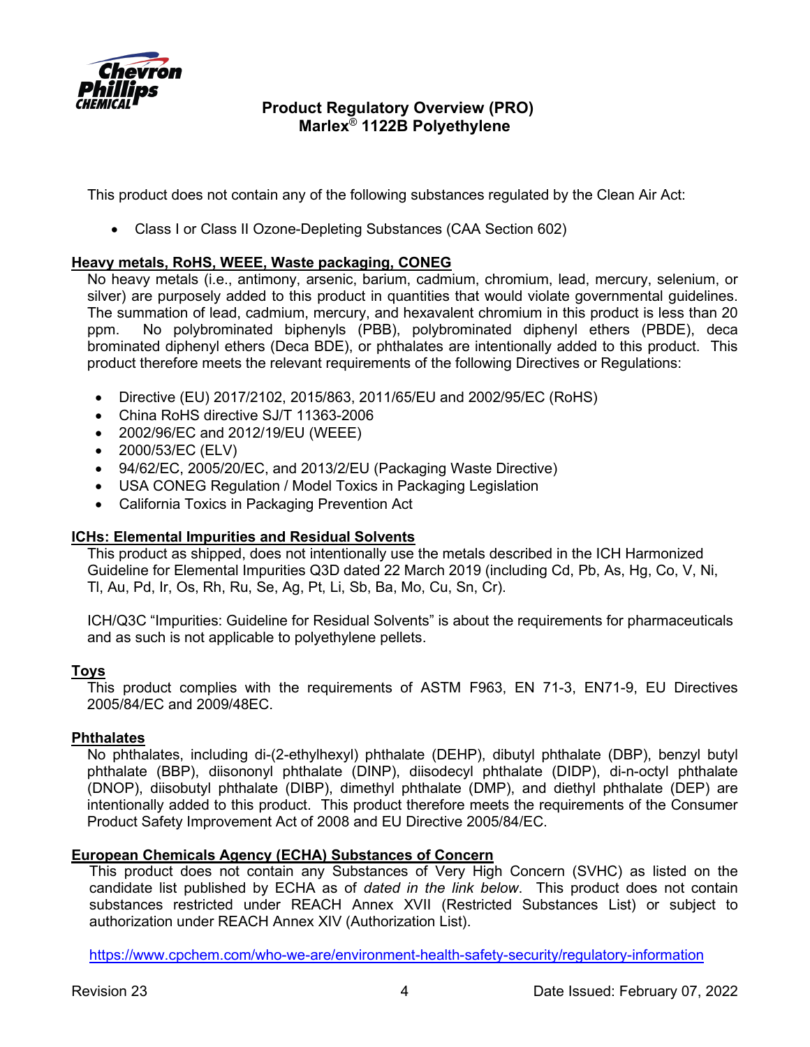This product does not contain any of the following substances regulated by the Clean Air Act:

- Class I or Class II Ozone-Depleting Substances (CAA Section 602)

**Heavy metals, RoHS, WEEE, Waste packaging, CONEG**

No heavy metals (i.e., antimony, arsenic, barium, cadmium, chromium, lead, mercury, selenium, or silver) are purposely added to this product in quantities that would violate governmental guidelines. The summation of lead, cadmium, mercury, and hexavalent chromium in this product is less than 20 ppm. No polybrominated biphenyls (PBB), polybrominated diphenyl ethers (PBDE), deca brominated diphenyl ethers (Deca BDE), or phthalates are intentionally added to this product. This product therefore meets the relevant requirements of the following Directives or Regulations:

- Directive (EU) 2017/2102, 2015/863, 2011/65/EU and 2002/95/EC (RoHS)
- China RoHS directive SJ/T 11363-2006
- 2002/96/EC and 2012/19/EU (WEEE)
- 2000/53/EC (ELV)
- 94/62/EC, 2005/20/EC, and 2013/2/EU (Packaging Waste Directive)
- USA CONEG Regulation / Model Toxics in Packaging Legislation
- California Toxics in Packaging Prevention Act

**ICHs: Elemental Impurities and Residual Solvents**

This product as shipped, does not intentionally use the metals described in the ICH Harmonized Guideline for Elemental Impurities Q3D dated 22 March 2019 (including Cd, Pb, As, Hg, Co, V, Ni, Tl, Au, Pd, Ir, Os, Rh, Ru, Se, Ag, Pt, Li, Sb, Ba, Mo, Cu, Sn, Cr).

ICH/Q3C "Impurities: Guideline for Residual Solvents" is about the requirements for pharmaceuticals and as such is not applicable to polyethylene pellets.

**Toys**

This product complies with the requirements of ASTM F963, EN 71-3, EN71-9, EU Directives 2005/84/EC and 2009/48EC.

**Phthalates**

No phthalates, including di-(2-ethylhexyl) phthalate (DEHP), dibutyl phthalate (DBP), benzyl butyl phthalate (BBP), diisononyl phthalate (DINP), diisodecyl phthalate (DIDP), di-n-octyl phthalate (DNOP), diisobutyl phthalate (DIBP), dimethyl phthalate (DMP), and diethyl phthalate (DEP) are intentionally added to this product. This product therefore meets the requirements of the Consumer Product Safety Improvement Act of 2008 and EU Directive 2005/84/EC.

**European Chemicals Agency (ECHA) Substances of Concern**

This product does not contain any Substances of Very High Concern (SVHC) as listed on the candidate list published by ECHA as of *dated in the link below*. This product does not contain substances restricted under REACH Annex XVII (Restricted Substances List) or subject to authorization under REACH Annex XIV (Authorization List).

https://www.cpchem.com/who-we-are/environment-health-safety-security/regulatory-information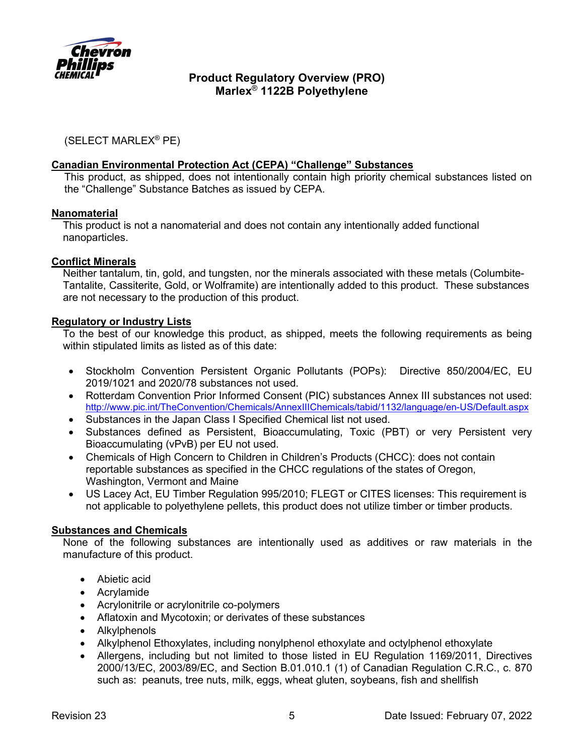(SELECT MARLEX® PE)

**Canadian Environmental Protection Act (CEPA) "Challenge" Substances**

This product, as shipped, does not intentionally contain high priority chemical substances listed on the "Challenge" Substance Batches as issued by CEPA.

**Nanomaterial**

This product is not a nanomaterial and does not contain any intentionally added functional nanoparticles.

**Conflict Minerals**

Neither tantalum, tin, gold, and tungsten, nor the minerals associated with these metals (Columbite-Tantalite, Cassiterite, Gold, or Wolframite) are intentionally added to this product. These substances are not necessary to the production of this product.

**Regulatory or Industry Lists**

To the best of our knowledge this product, as shipped, meets the following requirements as being within stipulated limits as listed as of this date:

- Stockholm Convention Persistent Organic Pollutants (POPs): Directive 850/2004/EC, EU 2019/1021 and 2020/78 substances not used.
- Rotterdam Convention Prior Informed Consent (PIC) substances Annex III substances not used: http://www.pic.int/TheConvention/Chemicals/AnnexIIIChemicals/tabid/1132/language/en-US/Default.aspx
- Substances in the Japan Class I Specified Chemical list not used.
- Substances defined as Persistent, Bioaccumulating, Toxic (PBT) or very Persistent very Bioaccumulating (vPvB) per EU not used.
- Chemicals of High Concern to Children in Children's Products (CHCC): does not contain reportable substances as specified in the CHCC regulations of the states of Oregon, Washington, Vermont and Maine
- US Lacey Act, EU Timber Regulation 995/2010; FLEGT or CITES licenses: This requirement is not applicable to polyethylene pellets, this product does not utilize timber or timber products.

**Substances and Chemicals**

None of the following substances are intentionally used as additives or raw materials in the manufacture of this product.

- Abietic acid
- Acrylamide
- Acrylonitrile or acrylonitrile co-polymers
- Aflatoxin and Mycotoxin; or derivates of these substances
- Alkylphenols
- Alkylphenol Ethoxylates, including nonylphenol ethoxylate and octylphenol ethoxylate
- Allergens, including but not limited to those listed in EU Regulation 1169/2011, Directives 2000/13/EC, 2003/89/EC, and Section B.01.010.1 (1) of Canadian Regulation C.R.C., c. 870 such as: peanuts, tree nuts, milk, eggs, wheat gluten, soybeans, fish and shellfish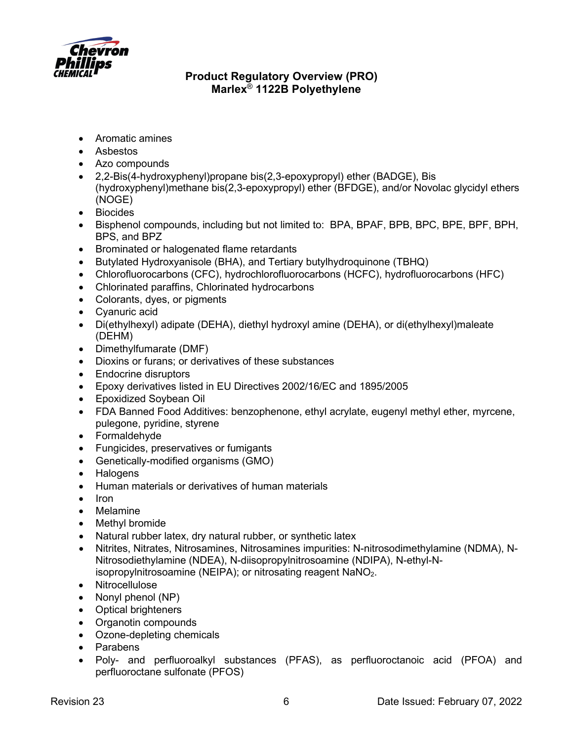- Aromatic amines
- Asbestos
- Azo compounds
- 2,2-Bis(4-hydroxyphenyl)propane bis(2,3-epoxypropyl) ether (BADGE), Bis (hydroxyphenyl)methane bis(2,3-epoxypropyl) ether (BFDGE), and/or Novolac glycidyl ethers (NOGE)
- Biocides
- Bisphenol compounds, including but not limited to: BPA, BPAF, BPB, BPC, BPE, BPF, BPH, BPS, and BPZ
- Brominated or halogenated flame retardants
- Butylated Hydroxyanisole (BHA), and Tertiary butylhydroquinone (TBHQ)
- Chlorofluorocarbons (CFC), hydrochlorofluorocarbons (HCFC), hydrofluorocarbons (HFC)
- Chlorinated paraffins, Chlorinated hydrocarbons
- Colorants, dyes, or pigments
- Cyanuric acid
- Di(ethylhexyl) adipate (DEHA), diethyl hydroxyl amine (DEHA), or di(ethylhexyl)maleate (DEHM)
- Dimethylfumarate (DMF)
- Dioxins or furans; or derivatives of these substances
- Endocrine disruptors
- Epoxy derivatives listed in EU Directives 2002/16/EC and 1895/2005
- Epoxidized Soybean Oil
- FDA Banned Food Additives: benzophenone, ethyl acrylate, eugenyl methyl ether, myrcene, pulegone, pyridine, styrene
- Formaldehyde
- Fungicides, preservatives or fumigants
- Genetically-modified organisms (GMO)
- Halogens
- Human materials or derivatives of human materials
- Iron
- Melamine
- Methyl bromide
- Natural rubber latex, dry natural rubber, or synthetic latex
- Nitrites, Nitrates, Nitrosamines, Nitrosamines impurities: N-nitrosodimethylamine (NDMA), N-Nitrosodiethylamine (NDEA), N-diisopropylnitrosoamine (NDIPA), N-ethyl-N-isopropylnitrosoamine (NEIPA); or nitrosating reagent $NaNO_2$.
- Nitrocellulose
- Nonyl phenol (NP)
- Optical brighteners
- Organotin compounds
- Ozone-depleting chemicals
- Parabens
- Poly- and perfluoroalkyl substances (PFAS), as perfluoroctanoic acid (PFOA) and perfluoroctane sulfonate (PFOS)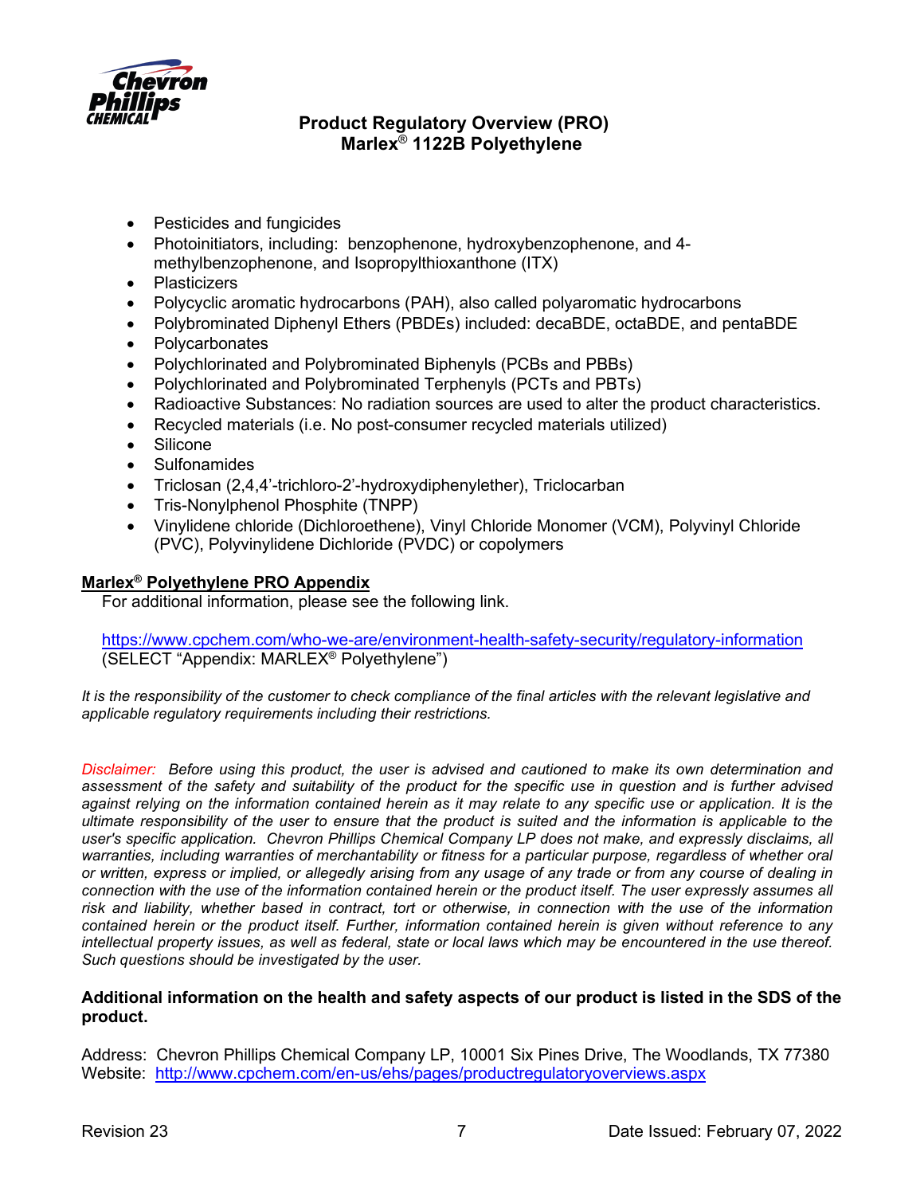- Pesticides and fungicides
- Photoinitiators, including: benzophenone, hydroxybenzophenone, and 4-methylbenzophenone, and Isopropylthioxanthone (ITX)
- Plasticizers
- Polycyclic aromatic hydrocarbons (PAH), also called polyaromatic hydrocarbons
- Polybrominated Diphenyl Ethers (PBDEs) included: decaBDE, octaBDE, and pentaBDE
- Polycarbonates
- Polychlorinated and Polybrominated Biphenyls (PCBs and PBBs)
- Polychlorinated and Polybrominated Terphenyls (PCTs and PBTs)
- Radioactive Substances: No radiation sources are used to alter the product characteristics.
- Recycled materials (i.e. No post-consumer recycled materials utilized)
- Silicone
- Sulfonamides
- Triclosan (2,4,4'-trichloro-2'-hydroxydiphenylether), Triclocarban
- Tris-Nonylphenol Phosphite (TNPP)
- Vinylidene chloride (Dichloroethene), Vinyl Chloride Monomer (VCM), Polyvinyl Chloride (PVC), Polyvinylidene Dichloride (PVDC) or copolymers

**Marlex® Polyethylene PRO Appendix**

For additional information, please see the following link.

https://www.cpchem.com/who-we-are/environment-health-safety-security/regulatory-information
(SELECT "Appendix: MARLEX® Polyethylene")

*It is the responsibility of the customer to check compliance of the final articles with the relevant legislative and applicable regulatory requirements including their restrictions.*

*Disclaimer: Before using this product, the user is advised and cautioned to make its own determination and assessment of the safety and suitability of the product for the specific use in question and is further advised against relying on the information contained herein as it may relate to any specific use or application. It is the ultimate responsibility of the user to ensure that the product is suited and the information is applicable to the user's specific application. Chevron Phillips Chemical Company LP does not make, and expressly disclaims, all warranties, including warranties of merchantability or fitness for a particular purpose, regardless of whether oral or written, express or implied, or allegedly arising from any usage of any trade or from any course of dealing in connection with the use of the information contained herein or the product itself. The user expressly assumes all risk and liability, whether based in contract, tort or otherwise, in connection with the use of the information contained herein or the product itself. Further, information contained herein is given without reference to any intellectual property issues, as well as federal, state or local laws which may be encountered in the use thereof. Such questions should be investigated by the user.*

**Additional information on the health and safety aspects of our product is listed in the SDS of the product.**

Address: Chevron Phillips Chemical Company LP, 10001 Six Pines Drive, The Woodlands, TX 77380
Website: http://www.cpchem.com/en-us/ehs/pages/productregulatoryoverviews.aspx

Revision 23 Date Issued: February 07, 2022